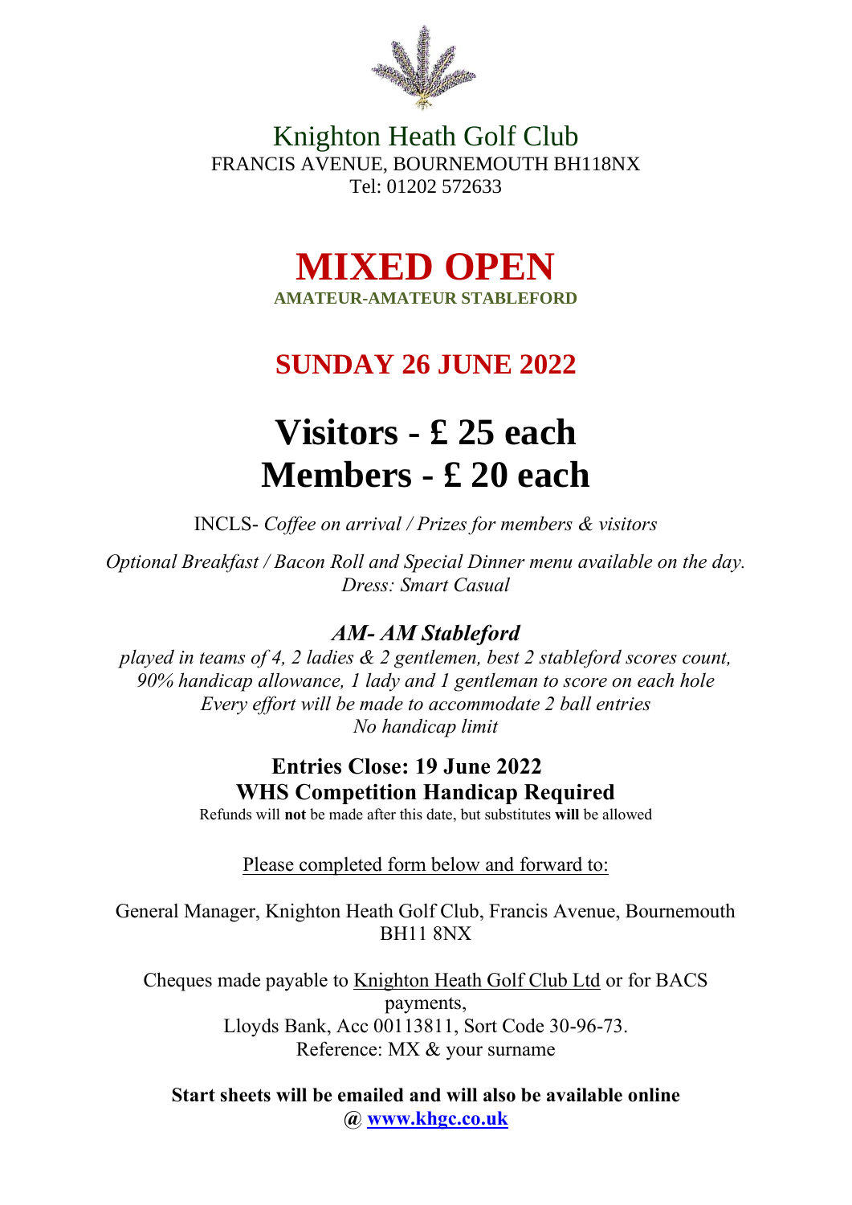# Knighton Heath Golf Club

FRANCIS AVENUE, BOURNEMOUTH BH118NX
Tel: 01202 572633

# MIXED OPEN

**AMATEUR-AMATEUR STABLEFORD**

## SUNDAY 26 JUNE 2022

# Visitors - £ 25 each
# Members - £ 20 each

INCLS- *Coffee on arrival / Prizes for members & visitors*

*Optional Breakfast / Bacon Roll and Special Dinner menu available on the day.*
*Dress: Smart Casual*

### *AM- AM Stableford*

*played in teams of 4, 2 ladies & 2 gentlemen, best 2 stableford scores count,*
*90% handicap allowance, 1 lady and 1 gentleman to score on each hole*
*Every effort will be made to accommodate 2 ball entries*
*No handicap limit*

**Entries Close: 19 June 2022**
**WHS Competition Handicap Required**

Refunds will **not** be made after this date, but substitutes **will** be allowed

Please completed form below and forward to:

General Manager, Knighton Heath Golf Club, Francis Avenue, Bournemouth BH11 8NX

Cheques made payable to Knighton Heath Golf Club Ltd or for BACS payments,
Lloyds Bank, Acc 00113811, Sort Code 30-96-73.
Reference: MX & your surname

**Start sheets will be emailed and will also be available online @ [www.khgc.co.uk](http://www.khgc.co.uk)**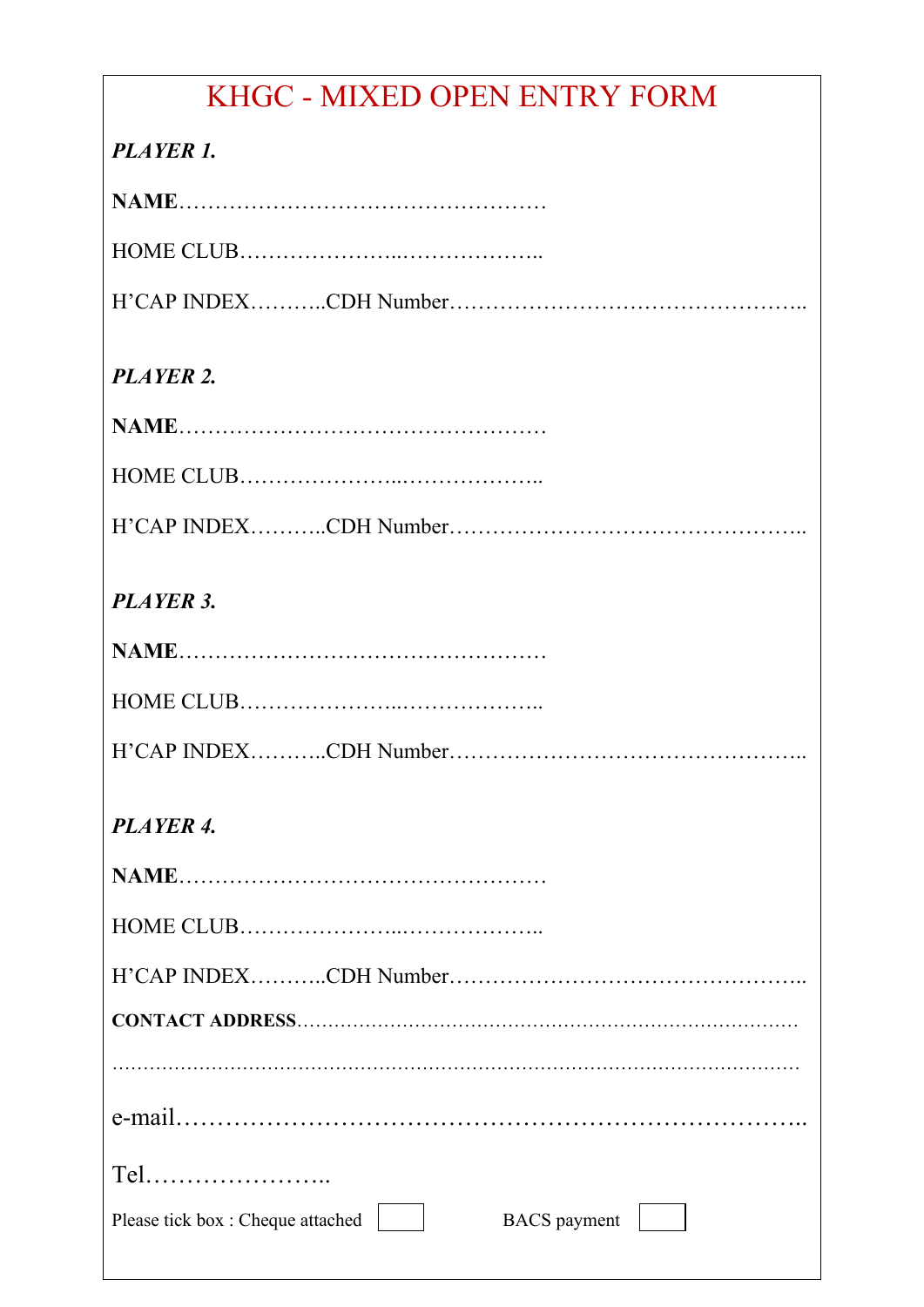# KHGC - MIXED OPEN ENTRY FORM

***PLAYER 1.***

**NAME**……………………………………………

HOME CLUB…………………..………………..

H'CAP INDEX………..CDH Number………………………………………..

***PLAYER 2.***

**NAME**……………………………………………

HOME CLUB…………………..………………..

H'CAP INDEX………..CDH Number………………………………………..

***PLAYER 3.***

**NAME**……………………………………………

HOME CLUB…………………..………………..

H'CAP INDEX………..CDH Number………………………………………..

***PLAYER 4.***

**NAME**……………………………………………

HOME CLUB…………………..………………..

H'CAP INDEX………..CDH Number………………………………………..

**CONTACT ADDRESS**………………………………………………………………………

……………………………………………………………………………………………

e-mail………………………………………………………………..

Tel…………………..

Please tick box : Cheque attached ☐ BACS payment ☐